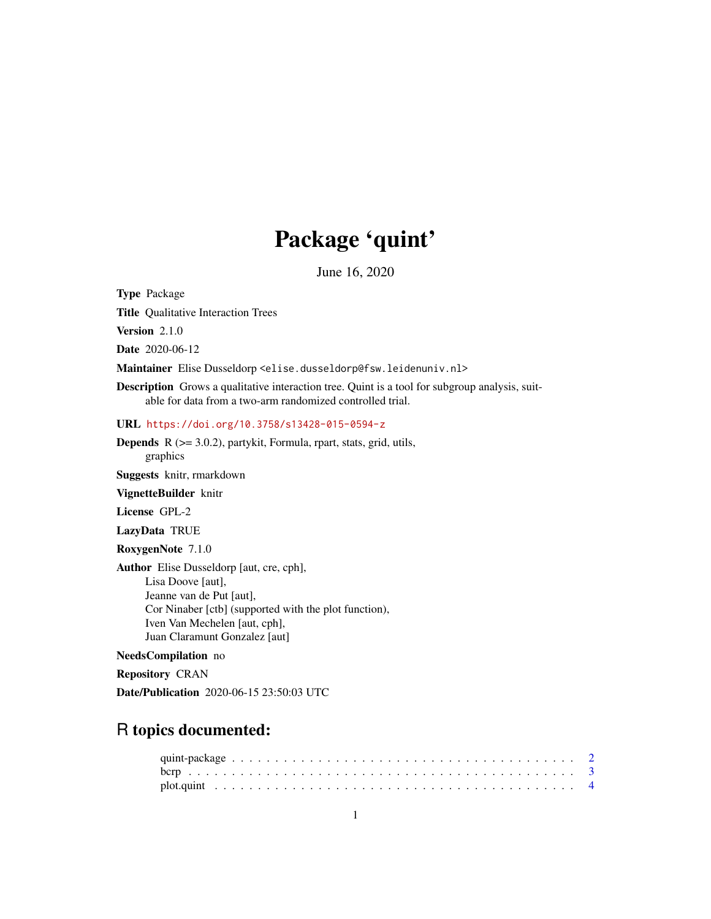# Package 'quint'

June 16, 2020

**Type** Package

**Title** Qualitative Interaction Trees

**Version** 2.1.0

**Date** 2020-06-12

**Maintainer** Elise Dusseldorp <elise.dusseldorp@fsw.leidenuniv.nl>

**Description** Grows a qualitative interaction tree. Quint is a tool for subgroup analysis, suitable for data from a two-arm randomized controlled trial.

**URL** https://doi.org/10.3758/s13428-015-0594-z

**Depends** R (>= 3.0.2), partykit, Formula, rpart, stats, grid, utils, graphics

**Suggests** knitr, rmarkdown

**VignetteBuilder** knitr

**License** GPL-2

**LazyData** TRUE

**RoxygenNote** 7.1.0

**Author** Elise Dusseldorp [aut, cre, cph],
Lisa Doove [aut],
Jeanne van de Put [aut],
Cor Ninaber [ctb] (supported with the plot function),
Iven Van Mechelen [aut, cph],
Juan Claramunt Gonzalez [aut]

**NeedsCompilation** no

**Repository** CRAN

**Date/Publication** 2020-06-15 23:50:03 UTC

## R topics documented:

- quint-package . . . . . . . . . . . . . . . . . . . . . . . . . . . . . . . . . . . . . . . . . 2
- bcrp . . . . . . . . . . . . . . . . . . . . . . . . . . . . . . . . . . . . . . . . . . . . . . 3
- plot.quint . . . . . . . . . . . . . . . . . . . . . . . . . . . . . . . . . . . . . . . . . . . 4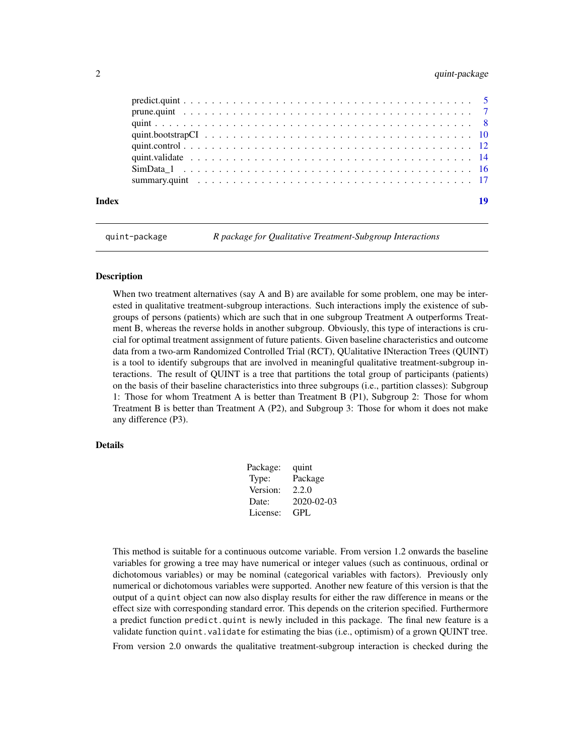predict.quint . . . . . . . . . . . . . . . . . . . . . . . . . . . . . . . . . . . . . . 5
prune.quint . . . . . . . . . . . . . . . . . . . . . . . . . . . . . . . . . . . . . . 7
quint . . . . . . . . . . . . . . . . . . . . . . . . . . . . . . . . . . . . . . 8
quint.bootstrapCI . . . . . . . . . . . . . . . . . . . . . . . . . . . . . . . . . . . . . . 10
quint.control . . . . . . . . . . . . . . . . . . . . . . . . . . . . . . . . . . . . . . 12
quint.validate . . . . . . . . . . . . . . . . . . . . . . . . . . . . . . . . . . . . . . 14
SimData_1 . . . . . . . . . . . . . . . . . . . . . . . . . . . . . . . . . . . . . . 16
summary.quint . . . . . . . . . . . . . . . . . . . . . . . . . . . . . . . . . . . . . . 17

**Index** **19**

---

`quint-package` *R package for Qualitative Treatment-Subgroup Interactions*

---

### Description

When two treatment alternatives (say A and B) are available for some problem, one may be interested in qualitative treatment-subgroup interactions. Such interactions imply the existence of subgroups of persons (patients) which are such that in one subgroup Treatment A outperforms Treatment B, whereas the reverse holds in another subgroup. Obviously, this type of interactions is crucial for optimal treatment assignment of future patients. Given baseline characteristics and outcome data from a two-arm Randomized Controlled Trial (RCT), QUalitative INteraction Trees (QUINT) is a tool to identify subgroups that are involved in meaningful qualitative treatment-subgroup interactions. The result of QUINT is a tree that partitions the total group of participants (patients) on the basis of their baseline characteristics into three subgroups (i.e., partition classes): Subgroup 1: Those for whom Treatment A is better than Treatment B (P1), Subgroup 2: Those for whom Treatment B is better than Treatment A (P2), and Subgroup 3: Those for whom it does not make any difference (P3).

### Details

| | |
|---|---|
| Package: | quint |
| Type: | Package |
| Version: | 2.2.0 |
| Date: | 2020-02-03 |
| License: | GPL |

This method is suitable for a continuous outcome variable. From version 1.2 onwards the baseline variables for growing a tree may have numerical or integer values (such as continuous, ordinal or dichotomous variables) or may be nominal (categorical variables with factors). Previously only numerical or dichotomous variables were supported. Another new feature of this version is that the output of a `quint` object can now also display results for either the raw difference in means or the effect size with corresponding standard error. This depends on the criterion specified. Furthermore a predict function `predict.quint` is newly included in this package. The final new feature is a validate function `quint.validate` for estimating the bias (i.e., optimism) of a grown QUINT tree.

From version 2.0 onwards the qualitative treatment-subgroup interaction is checked during the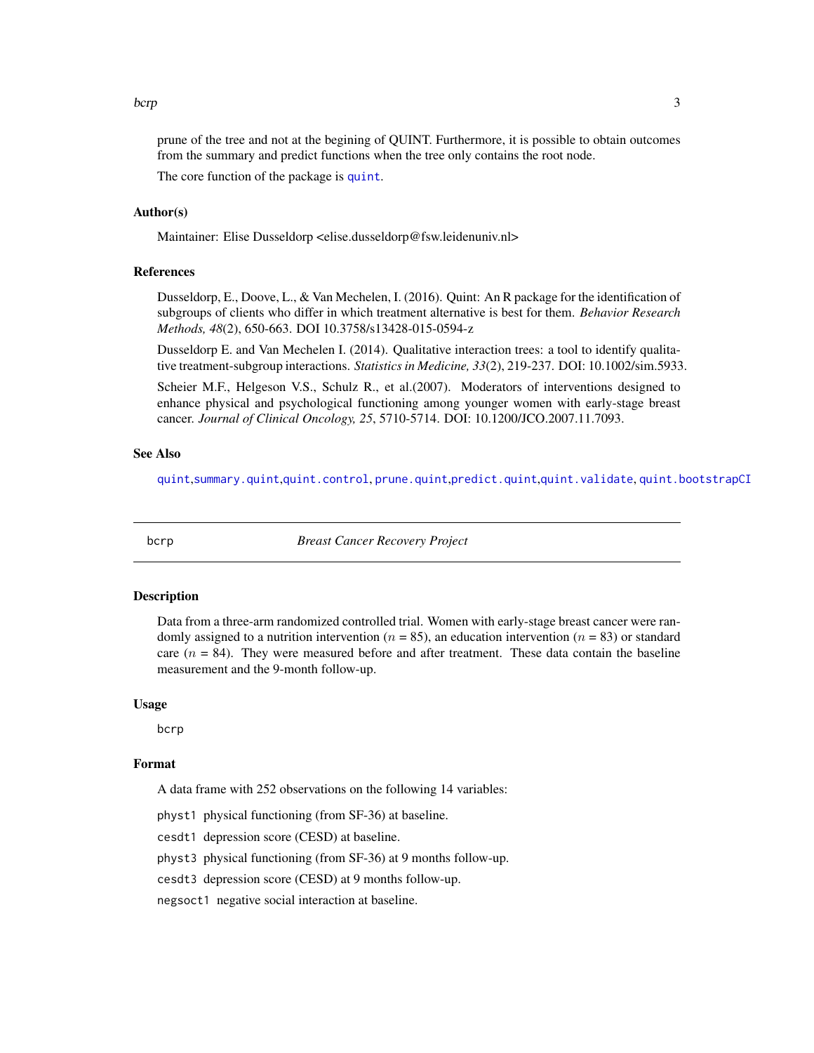prune of the tree and not at the begining of QUINT. Furthermore, it is possible to obtain outcomes from the summary and predict functions when the tree only contains the root node.

The core function of the package is `quint`.

### Author(s)

Maintainer: Elise Dusseldorp <elise.dusseldorp@fsw.leidenuniv.nl>

### References

Dusseldorp, E., Doove, L., & Van Mechelen, I. (2016). Quint: An R package for the identification of subgroups of clients who differ in which treatment alternative is best for them. *Behavior Research Methods, 48*(2), 650-663. DOI 10.3758/s13428-015-0594-z

Dusseldorp E. and Van Mechelen I. (2014). Qualitative interaction trees: a tool to identify qualitative treatment-subgroup interactions. *Statistics in Medicine, 33*(2), 219-237. DOI: 10.1002/sim.5933.

Scheier M.F., Helgeson V.S., Schulz R., et al.(2007). Moderators of interventions designed to enhance physical and psychological functioning among younger women with early-stage breast cancer. *Journal of Clinical Oncology, 25*, 5710-5714. DOI: 10.1200/JCO.2007.11.7093.

### See Also

`quint`, `summary.quint`, `quint.control`, `prune.quint`, `predict.quint`, `quint.validate`, `quint.bootstrapCI`

---

## bcrp — *Breast Cancer Recovery Project*

### Description

Data from a three-arm randomized controlled trial. Women with early-stage breast cancer were randomly assigned to a nutrition intervention ($n$ = 85), an education intervention ($n$ = 83) or standard care ($n$ = 84). They were measured before and after treatment. These data contain the baseline measurement and the 9-month follow-up.

### Usage

```
bcrp
```

### Format

A data frame with 252 observations on the following 14 variables:

`physt1` physical functioning (from SF-36) at baseline.

`cesdt1` depression score (CESD) at baseline.

`physt3` physical functioning (from SF-36) at 9 months follow-up.

`cesdt3` depression score (CESD) at 9 months follow-up.

`negsoct1` negative social interaction at baseline.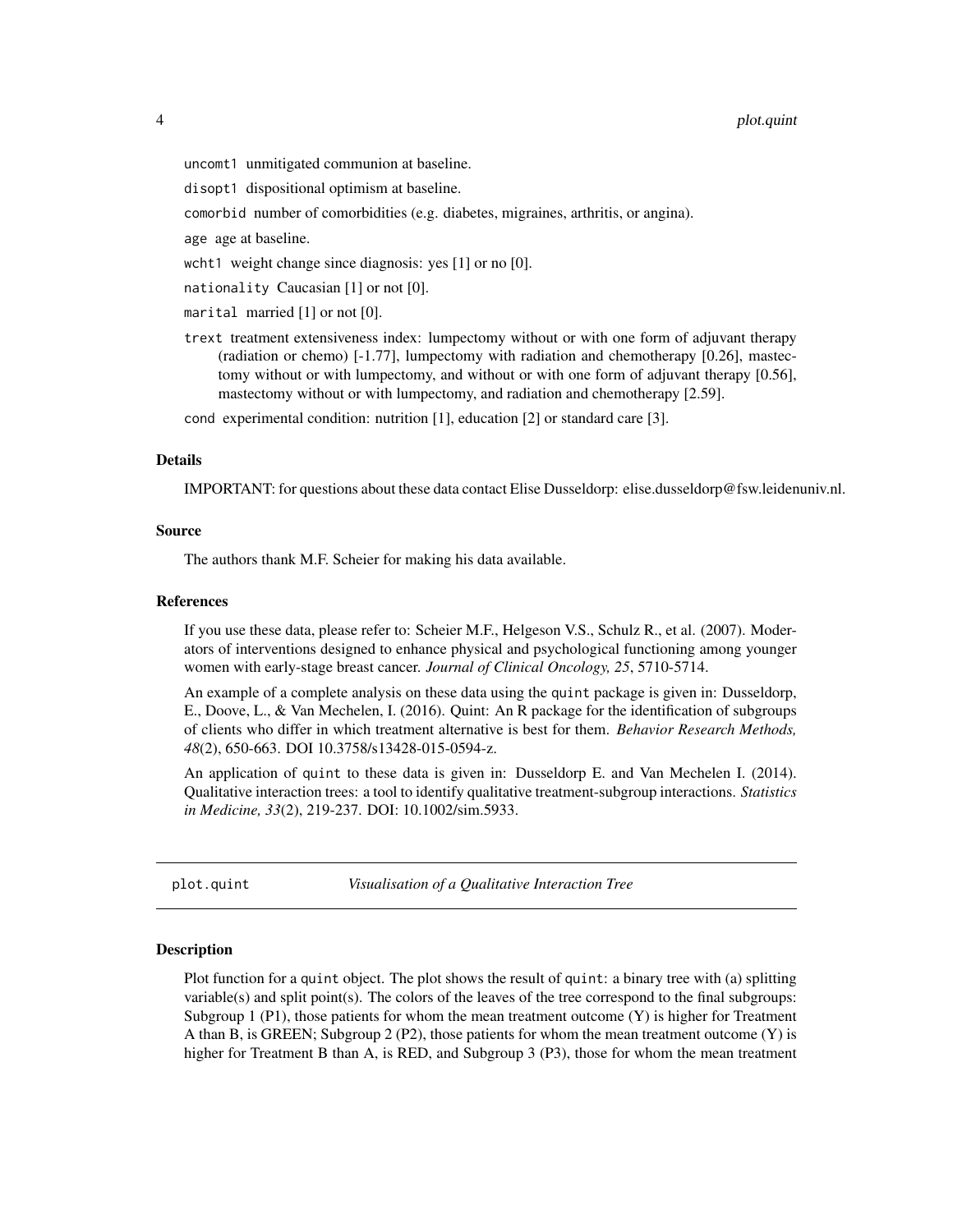`uncomt1` unmitigated communion at baseline.

`disopt1` dispositional optimism at baseline.

`comorbid` number of comorbidities (e.g. diabetes, migraines, arthritis, or angina).

`age` age at baseline.

`wcht1` weight change since diagnosis: yes [1] or no [0].

`nationality` Caucasian [1] or not [0].

`marital` married [1] or not [0].

`trext` treatment extensiveness index: lumpectomy without or with one form of adjuvant therapy (radiation or chemo) [-1.77], lumpectomy with radiation and chemotherapy [0.26], mastectomy without or with lumpectomy, and without or with one form of adjuvant therapy [0.56], mastectomy without or with lumpectomy, and radiation and chemotherapy [2.59].

`cond` experimental condition: nutrition [1], education [2] or standard care [3].

### Details

IMPORTANT: for questions about these data contact Elise Dusseldorp: elise.dusseldorp@fsw.leidenuniv.nl.

### Source

The authors thank M.F. Scheier for making his data available.

### References

If you use these data, please refer to: Scheier M.F., Helgeson V.S., Schulz R., et al. (2007). Moderators of interventions designed to enhance physical and psychological functioning among younger women with early-stage breast cancer. *Journal of Clinical Oncology, 25*, 5710-5714.

An example of a complete analysis on these data using the `quint` package is given in: Dusseldorp, E., Doove, L., & Van Mechelen, I. (2016). Quint: An R package for the identification of subgroups of clients who differ in which treatment alternative is best for them. *Behavior Research Methods, 48*(2), 650-663. DOI 10.3758/s13428-015-0594-z.

An application of `quint` to these data is given in: Dusseldorp E. and Van Mechelen I. (2014). Qualitative interaction trees: a tool to identify qualitative treatment-subgroup interactions. *Statistics in Medicine, 33*(2), 219-237. DOI: 10.1002/sim.5933.

## plot.quint — *Visualisation of a Qualitative Interaction Tree*

### Description

Plot function for a `quint` object. The plot shows the result of `quint`: a binary tree with (a) splitting variable(s) and split point(s). The colors of the leaves of the tree correspond to the final subgroups: Subgroup 1 (P1), those patients for whom the mean treatment outcome (Y) is higher for Treatment A than B, is GREEN; Subgroup 2 (P2), those patients for whom the mean treatment outcome (Y) is higher for Treatment B than A, is RED, and Subgroup 3 (P3), those for whom the mean treatment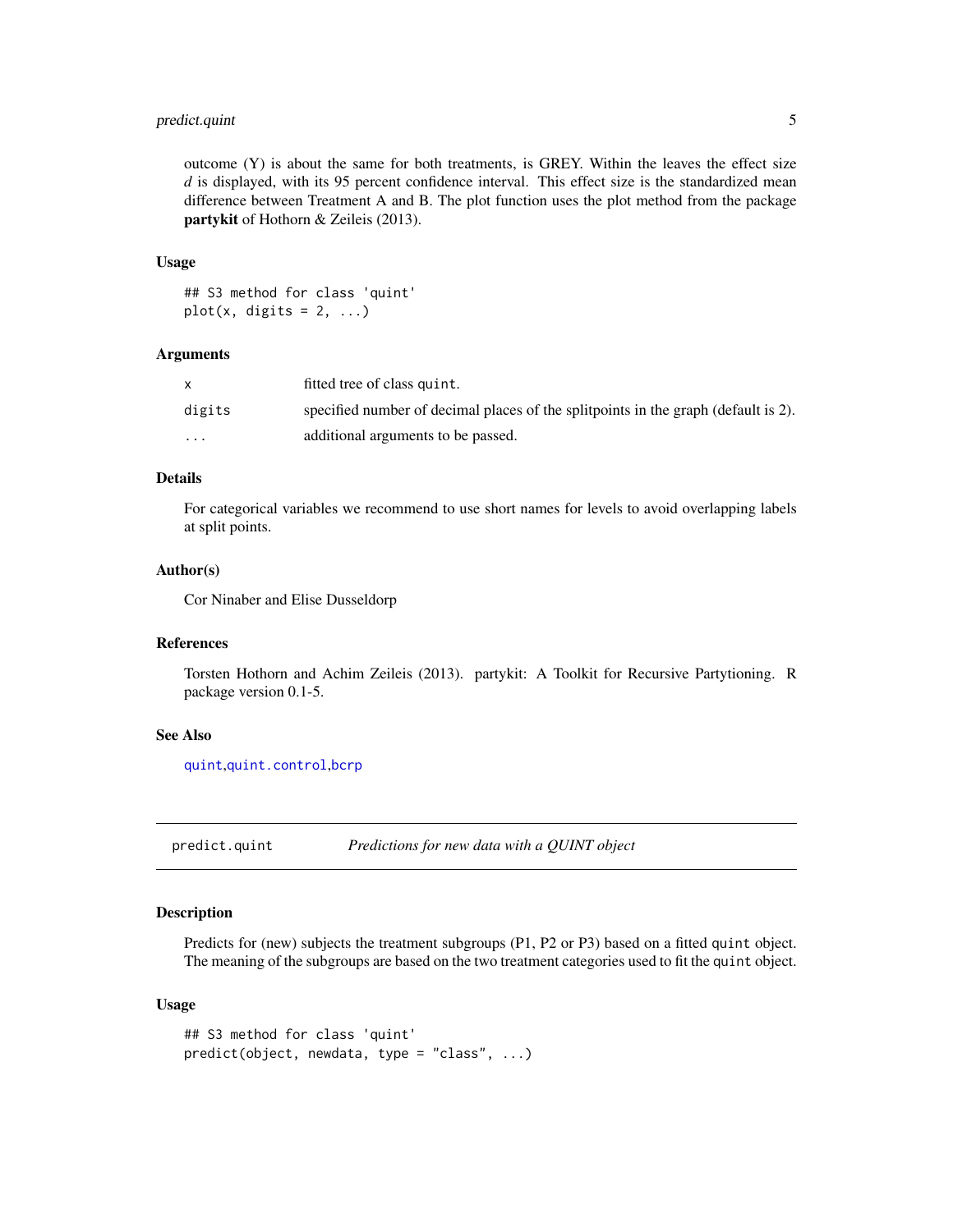outcome (Y) is about the same for both treatments, is GREY. Within the leaves the effect size *d* is displayed, with its 95 percent confidence interval. This effect size is the standardized mean difference between Treatment A and B. The plot function uses the plot method from the package **partykit** of Hothorn & Zeileis (2013).

### Usage

```
## S3 method for class 'quint'
plot(x, digits = 2, ...)
```

### Arguments

| | |
|---|---|
| `x` | fitted tree of class `quint`. |
| `digits` | specified number of decimal places of the splitpoints in the graph (default is 2). |
| `...` | additional arguments to be passed. |

### Details

For categorical variables we recommend to use short names for levels to avoid overlapping labels at split points.

### Author(s)

Cor Ninaber and Elise Dusseldorp

### References

Torsten Hothorn and Achim Zeileis (2013). partykit: A Toolkit for Recursive Partytioning. R package version 0.1-5.

### See Also

`quint`,`quint.control`,`bcrp`

---

## predict.quint — *Predictions for new data with a QUINT object*

### Description

Predicts for (new) subjects the treatment subgroups (P1, P2 or P3) based on a fitted `quint` object. The meaning of the subgroups are based on the two treatment categories used to fit the `quint` object.

### Usage

```
## S3 method for class 'quint'
predict(object, newdata, type = "class", ...)
```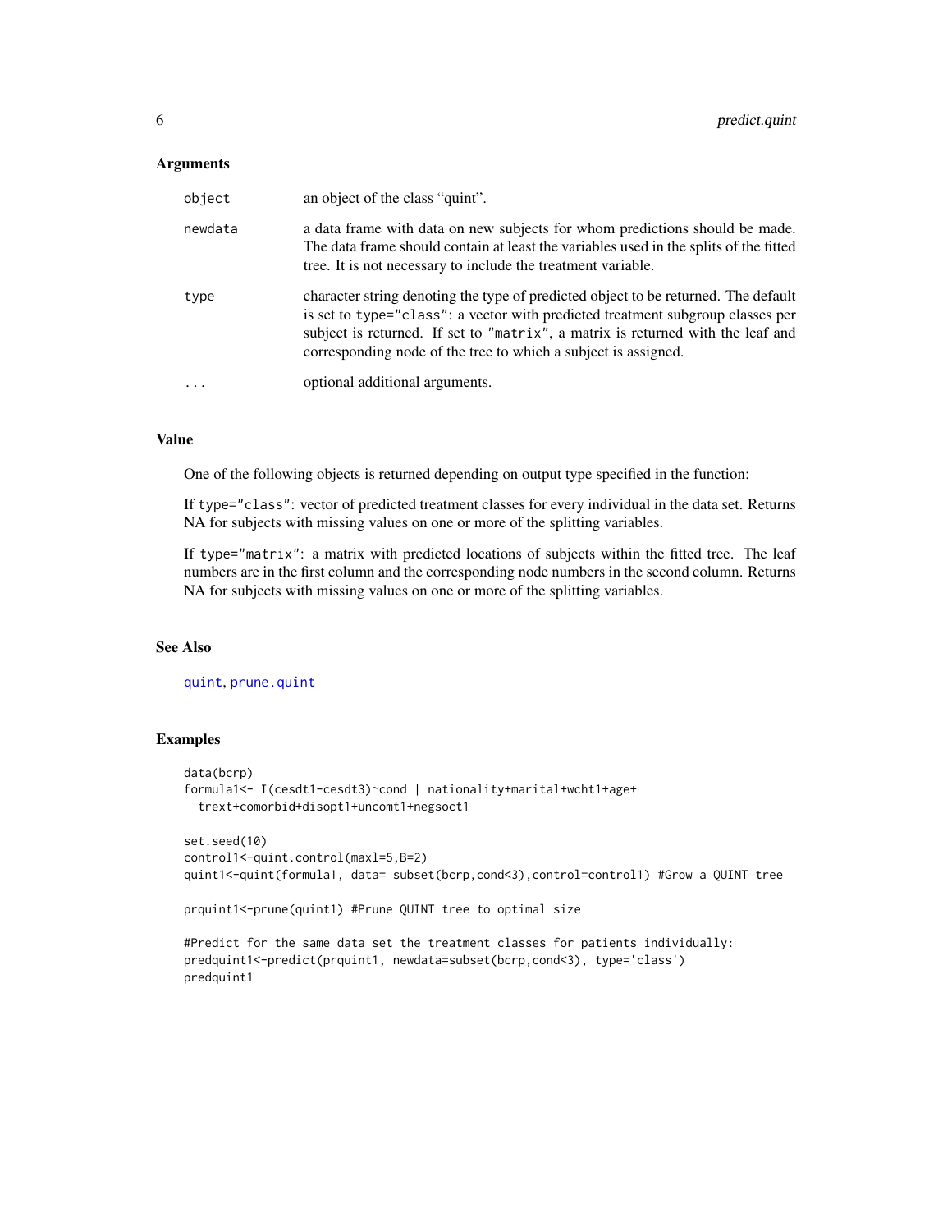### Arguments

| | |
|---|---|
| object | an object of the class "quint". |
| newdata | a data frame with data on new subjects for whom predictions should be made. The data frame should contain at least the variables used in the splits of the fitted tree. It is not necessary to include the treatment variable. |
| type | character string denoting the type of predicted object to be returned. The default is set to `type="class"`: a vector with predicted treatment subgroup classes per subject is returned. If set to `"matrix"`, a matrix is returned with the leaf and corresponding node of the tree to which a subject is assigned. |
| ... | optional additional arguments. |

### Value

One of the following objects is returned depending on output type specified in the function:

If `type="class"`: vector of predicted treatment classes for every individual in the data set. Returns NA for subjects with missing values on one or more of the splitting variables.

If `type="matrix"`: a matrix with predicted locations of subjects within the fitted tree. The leaf numbers are in the first column and the corresponding node numbers in the second column. Returns NA for subjects with missing values on one or more of the splitting variables.

### See Also

quint, prune.quint

### Examples

```
data(bcrp)
formula1<- I(cesdt1-cesdt3)~cond | nationality+marital+wcht1+age+
  trext+comorbid+disopt1+uncomt1+negsoct1

set.seed(10)
control1<-quint.control(maxl=5,B=2)
quint1<-quint(formula1, data= subset(bcrp,cond<3),control=control1) #Grow a QUINT tree

prquint1<-prune(quint1) #Prune QUINT tree to optimal size

#Predict for the same data set the treatment classes for patients individually:
predquint1<-predict(prquint1, newdata=subset(bcrp,cond<3), type='class')
predquint1
```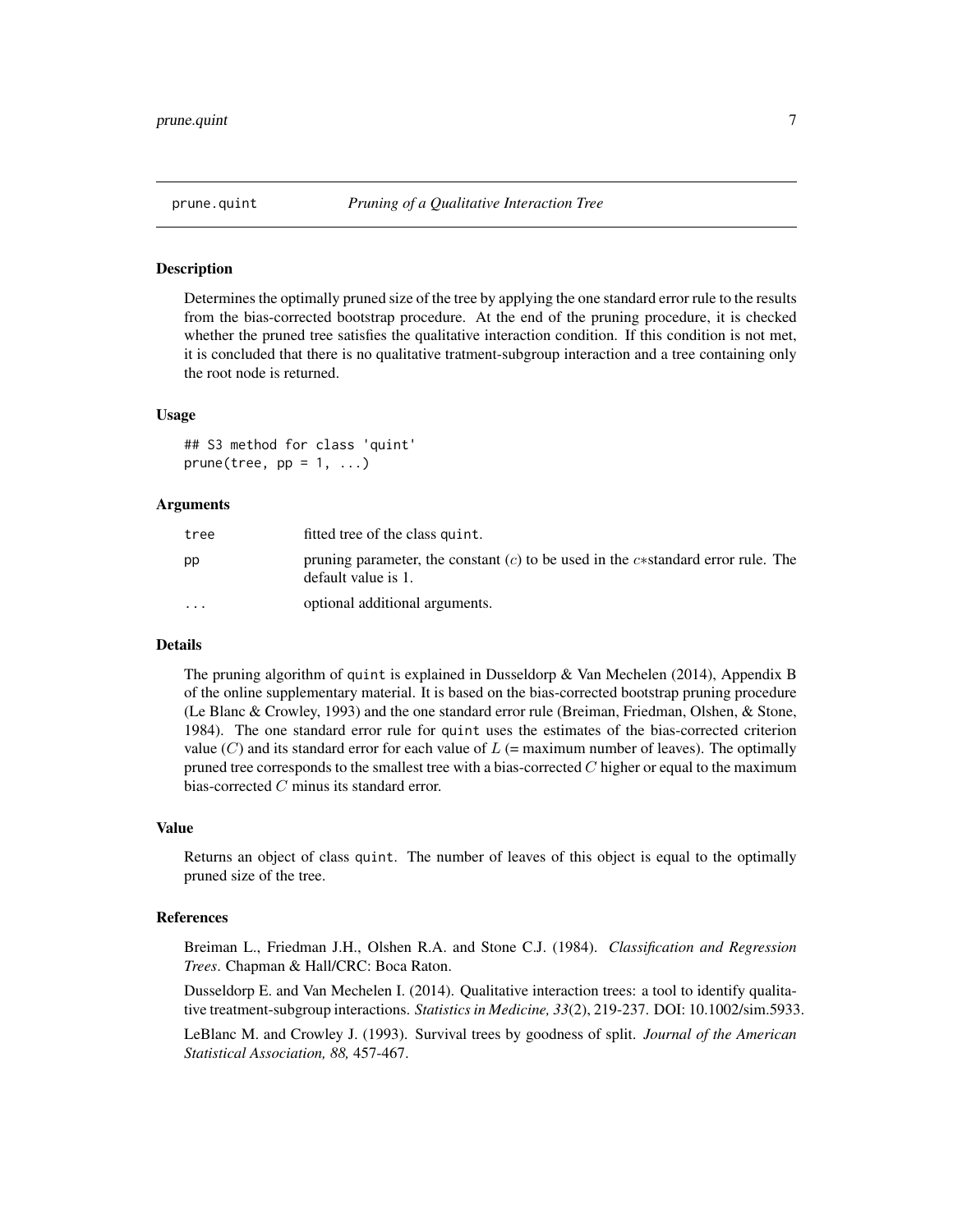## prune.quint *Pruning of a Qualitative Interaction Tree*

### Description

Determines the optimally pruned size of the tree by applying the one standard error rule to the results from the bias-corrected bootstrap procedure. At the end of the pruning procedure, it is checked whether the pruned tree satisfies the qualitative interaction condition. If this condition is not met, it is concluded that there is no qualitative tratment-subgroup interaction and a tree containing only the root node is returned.

### Usage

```
## S3 method for class 'quint'
prune(tree, pp = 1, ...)
```

### Arguments

| | |
|---|---|
| tree | fitted tree of the class quint. |
| pp | pruning parameter, the constant ($c$) to be used in the $c*$standard error rule. The default value is 1. |
| ... | optional additional arguments. |

### Details

The pruning algorithm of quint is explained in Dusseldorp & Van Mechelen (2014), Appendix B of the online supplementary material. It is based on the bias-corrected bootstrap pruning procedure (Le Blanc & Crowley, 1993) and the one standard error rule (Breiman, Friedman, Olshen, & Stone, 1984). The one standard error rule for quint uses the estimates of the bias-corrected criterion value ($C$) and its standard error for each value of $L$ (= maximum number of leaves). The optimally pruned tree corresponds to the smallest tree with a bias-corrected $C$ higher or equal to the maximum bias-corrected $C$ minus its standard error.

### Value

Returns an object of class quint. The number of leaves of this object is equal to the optimally pruned size of the tree.

### References

Breiman L., Friedman J.H., Olshen R.A. and Stone C.J. (1984). *Classification and Regression Trees*. Chapman & Hall/CRC: Boca Raton.

Dusseldorp E. and Van Mechelen I. (2014). Qualitative interaction trees: a tool to identify qualitative treatment-subgroup interactions. *Statistics in Medicine, 33*(2), 219-237. DOI: 10.1002/sim.5933.

LeBlanc M. and Crowley J. (1993). Survival trees by goodness of split. *Journal of the American Statistical Association, 88,* 457-467.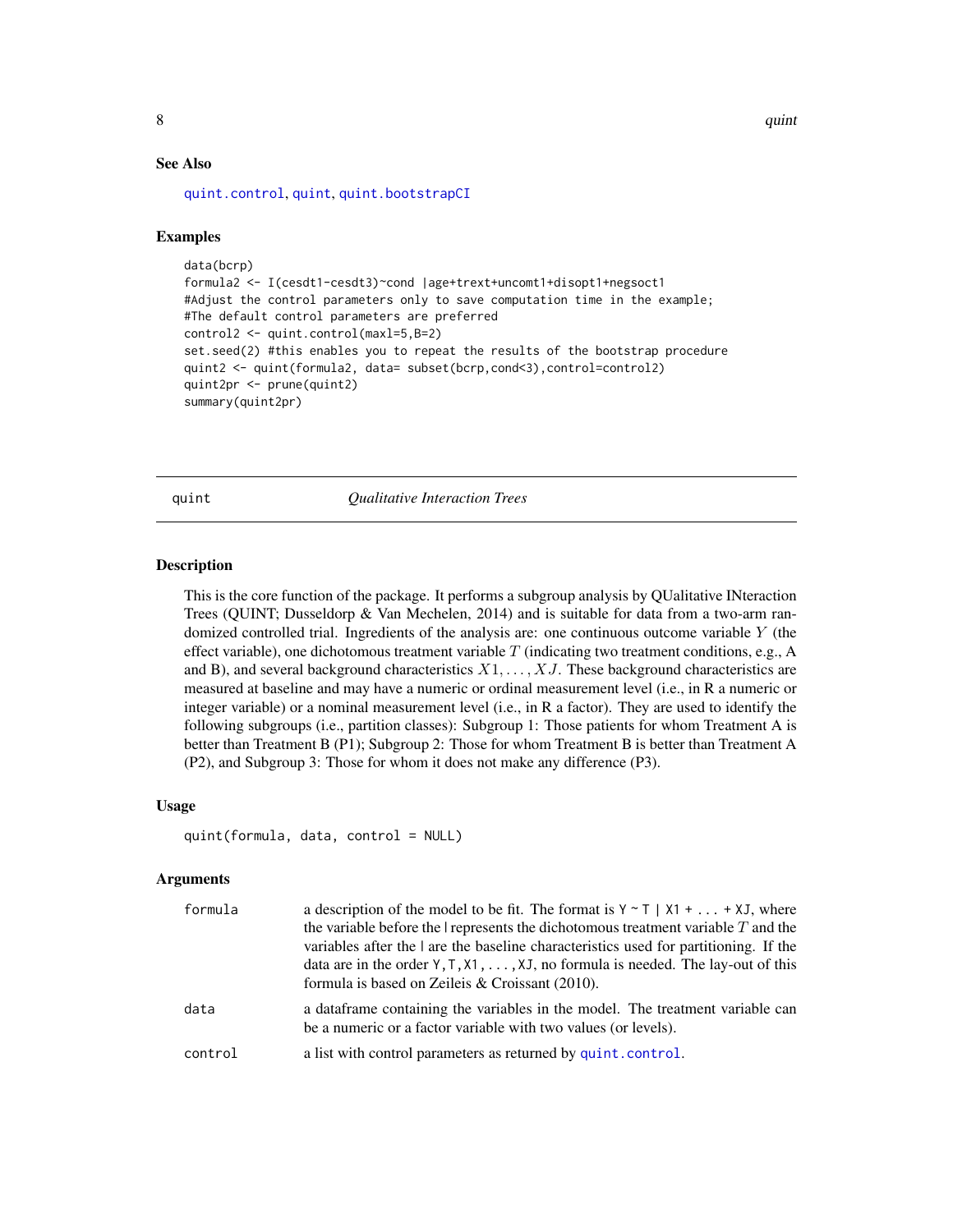## See Also

quint.control, quint, quint.bootstrapCI

## Examples

```
data(bcrp)
formula2 <- I(cesdt1-cesdt3)~cond |age+trext+uncomt1+disopt1+negsoct1
#Adjust the control parameters only to save computation time in the example;
#The default control parameters are preferred
control2 <- quint.control(maxl=5,B=2)
set.seed(2) #this enables you to repeat the results of the bootstrap procedure
quint2 <- quint(formula2, data= subset(bcrp,cond<3),control=control2)
quint2pr <- prune(quint2)
summary(quint2pr)
```

---

# quint — *Qualitative Interaction Trees*

## Description

This is the core function of the package. It performs a subgroup analysis by QUalitative INteraction Trees (QUINT; Dusseldorp & Van Mechelen, 2014) and is suitable for data from a two-arm randomized controlled trial. Ingredients of the analysis are: one continuous outcome variable $Y$ (the effect variable), one dichotomous treatment variable $T$ (indicating two treatment conditions, e.g., A and B), and several background characteristics $X1, \ldots, XJ$. These background characteristics are measured at baseline and may have a numeric or ordinal measurement level (i.e., in R a numeric or integer variable) or a nominal measurement level (i.e., in R a factor). They are used to identify the following subgroups (i.e., partition classes): Subgroup 1: Those patients for whom Treatment A is better than Treatment B (P1); Subgroup 2: Those for whom Treatment B is better than Treatment A (P2), and Subgroup 3: Those for whom it does not make any difference (P3).

## Usage

```
quint(formula, data, control = NULL)
```

## Arguments

| | |
|---|---|
| formula | a description of the model to be fit. The format is `Y ~ T | X1 + ... + XJ`, where the variable before the \| represents the dichotomous treatment variable $T$ and the variables after the \| are the baseline characteristics used for partitioning. If the data are in the order `Y,T,X1,...,XJ`, no formula is needed. The lay-out of this formula is based on Zeileis & Croissant (2010). |
| data | a dataframe containing the variables in the model. The treatment variable can be a numeric or a factor variable with two values (or levels). |
| control | a list with control parameters as returned by quint.control. |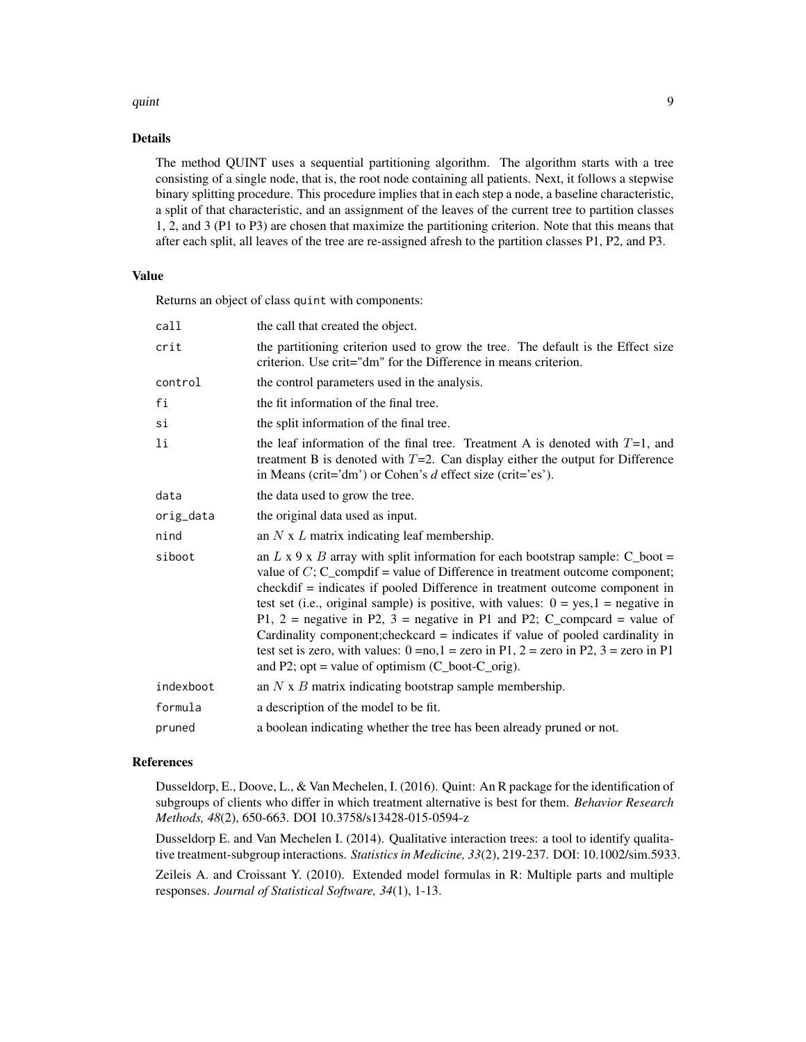## Details

The method QUINT uses a sequential partitioning algorithm. The algorithm starts with a tree consisting of a single node, that is, the root node containing all patients. Next, it follows a stepwise binary splitting procedure. This procedure implies that in each step a node, a baseline characteristic, a split of that characteristic, and an assignment of the leaves of the current tree to partition classes 1, 2, and 3 (P1 to P3) are chosen that maximize the partitioning criterion. Note that this means that after each split, all leaves of the tree are re-assigned afresh to the partition classes P1, P2, and P3.

## Value

Returns an object of class `quint` with components:

| | |
|---|---|
| `call` | the call that created the object. |
| `crit` | the partitioning criterion used to grow the tree. The default is the Effect size criterion. Use crit="dm" for the Difference in means criterion. |
| `control` | the control parameters used in the analysis. |
| `fi` | the fit information of the final tree. |
| `si` | the split information of the final tree. |
| `li` | the leaf information of the final tree. Treatment A is denoted with $T$=1, and treatment B is denoted with $T$=2. Can display either the output for Difference in Means (crit='dm') or Cohen's *d* effect size (crit='es'). |
| `data` | the data used to grow the tree. |
| `orig_data` | the original data used as input. |
| `nind` | an $N$ x $L$ matrix indicating leaf membership. |
| `siboot` | an $L$ x 9 x $B$ array with split information for each bootstrap sample: C_boot = value of $C$; C_compdif = value of Difference in treatment outcome component; checkdif = indicates if pooled Difference in treatment outcome component in test set (i.e., original sample) is positive, with values: 0 = yes,1 = negative in P1, 2 = negative in P2, 3 = negative in P1 and P2; C_compcard = value of Cardinality component;checkcard = indicates if value of pooled cardinality in test set is zero, with values: 0 =no,1 = zero in P1, 2 = zero in P2, 3 = zero in P1 and P2; opt = value of optimism (C_boot-C_orig). |
| `indexboot` | an $N$ x $B$ matrix indicating bootstrap sample membership. |
| `formula` | a description of the model to be fit. |
| `pruned` | a boolean indicating whether the tree has been already pruned or not. |

## References

Dusseldorp, E., Doove, L., & Van Mechelen, I. (2016). Quint: An R package for the identification of subgroups of clients who differ in which treatment alternative is best for them. *Behavior Research Methods, 48*(2), 650-663. DOI 10.3758/s13428-015-0594-z

Dusseldorp E. and Van Mechelen I. (2014). Qualitative interaction trees: a tool to identify qualitative treatment-subgroup interactions. *Statistics in Medicine, 33*(2), 219-237. DOI: 10.1002/sim.5933.

Zeileis A. and Croissant Y. (2010). Extended model formulas in R: Multiple parts and multiple responses. *Journal of Statistical Software, 34*(1), 1-13.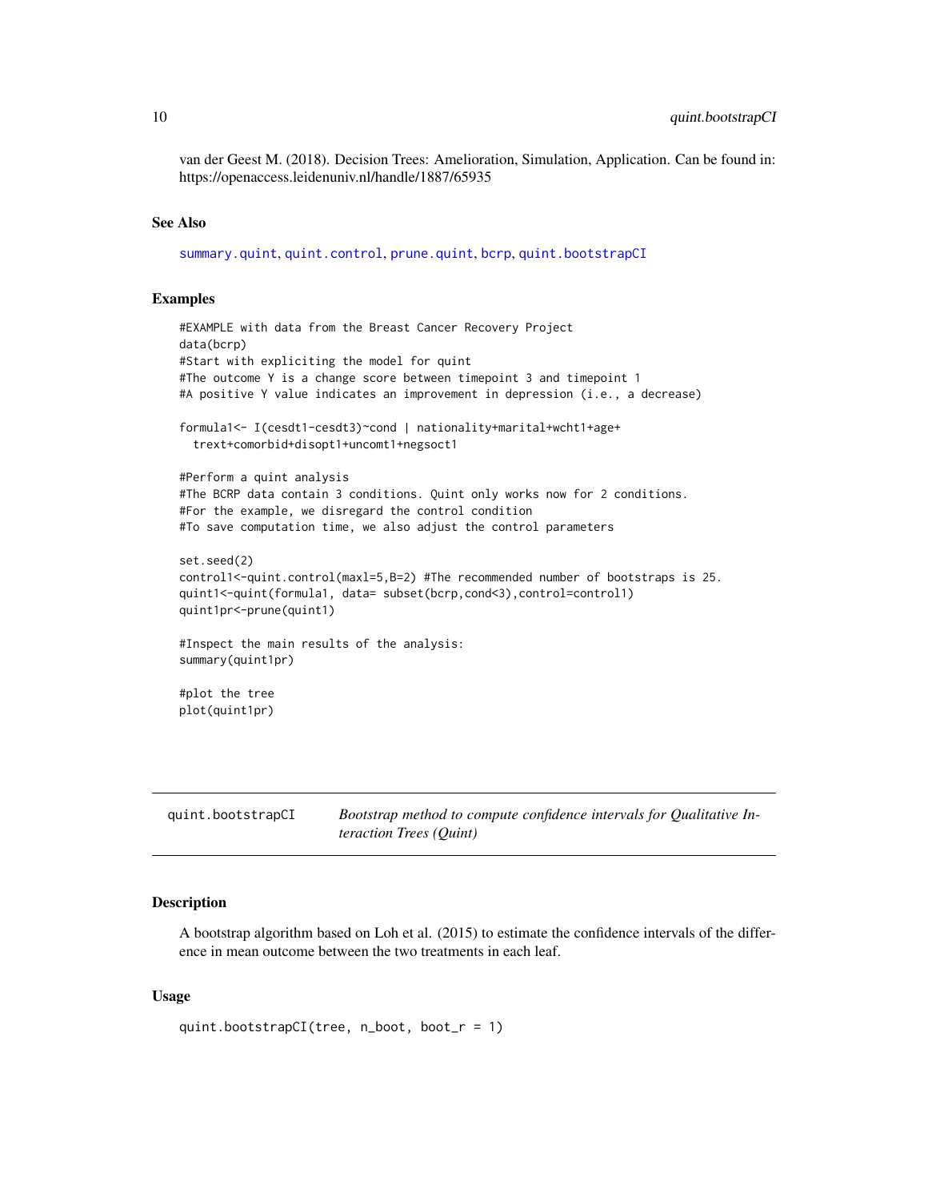van der Geest M. (2018). Decision Trees: Amelioration, Simulation, Application. Can be found in: https://openaccess.leidenuniv.nl/handle/1887/65935

### See Also

summary.quint, quint.control, prune.quint, bcrp, quint.bootstrapCI

### Examples

```
#EXAMPLE with data from the Breast Cancer Recovery Project
data(bcrp)
#Start with expliciting the model for quint
#The outcome Y is a change score between timepoint 3 and timepoint 1
#A positive Y value indicates an improvement in depression (i.e., a decrease)

formula1<- I(cesdt1-cesdt3)~cond | nationality+marital+wcht1+age+
  trext+comorbid+disopt1+uncomt1+negsoct1

#Perform a quint analysis
#The BCRP data contain 3 conditions. Quint only works now for 2 conditions.
#For the example, we disregard the control condition
#To save computation time, we also adjust the control parameters

set.seed(2)
control1<-quint.control(maxl=5,B=2) #The recommended number of bootstraps is 25.
quint1<-quint(formula1, data= subset(bcrp,cond<3),control=control1)
quint1pr<-prune(quint1)

#Inspect the main results of the analysis:
summary(quint1pr)

#plot the tree
plot(quint1pr)
```

---

## quint.bootstrapCI — *Bootstrap method to compute confidence intervals for Qualitative Interaction Trees (Quint)*

### Description

A bootstrap algorithm based on Loh et al. (2015) to estimate the confidence intervals of the difference in mean outcome between the two treatments in each leaf.

### Usage

```
quint.bootstrapCI(tree, n_boot, boot_r = 1)
```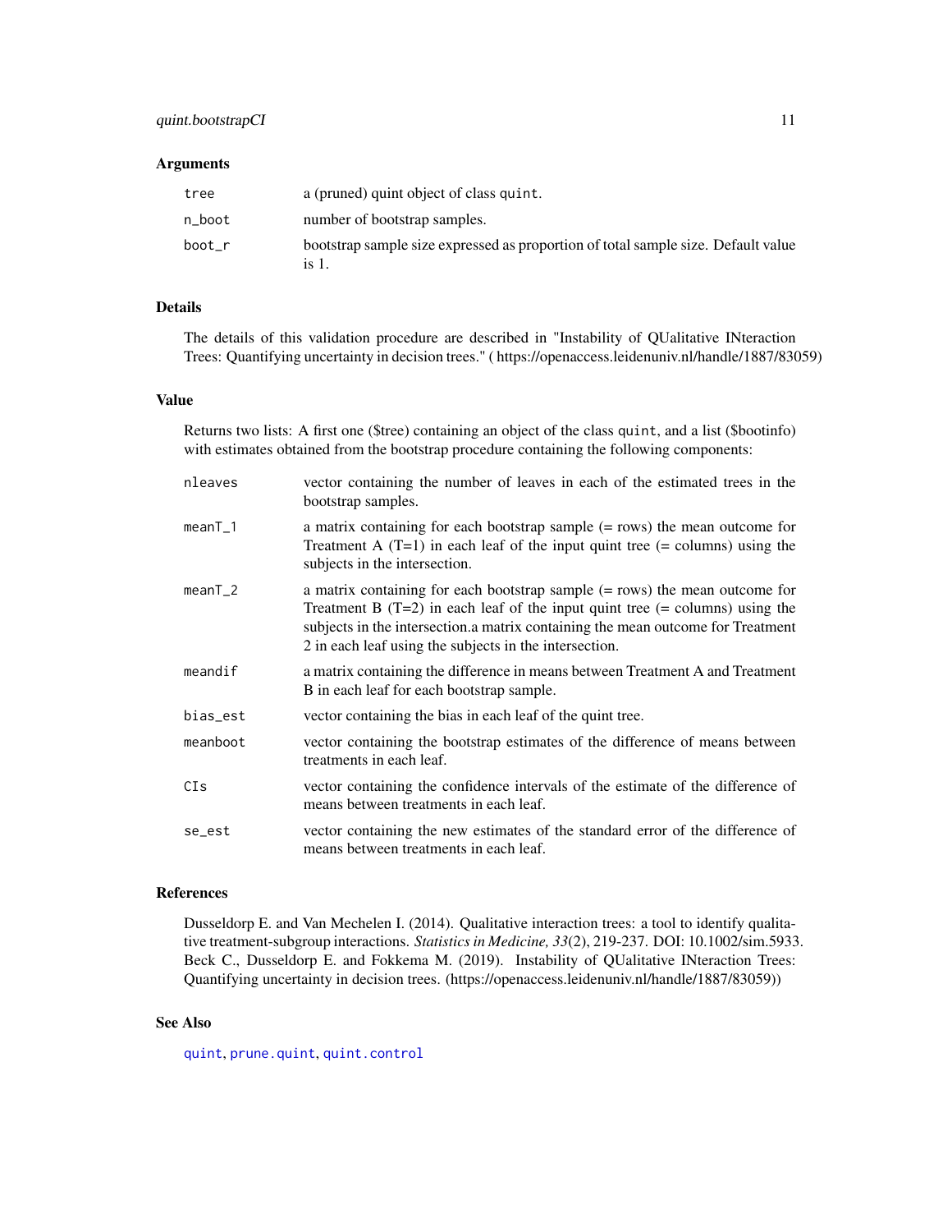### Arguments

| | |
|---|---|
| `tree` | a (pruned) quint object of class `quint`. |
| `n_boot` | number of bootstrap samples. |
| `boot_r` | bootstrap sample size expressed as proportion of total sample size. Default value is 1. |

### Details

The details of this validation procedure are described in "Instability of QUalitative INteraction Trees: Quantifying uncertainty in decision trees." ( https://openaccess.leidenuniv.nl/handle/1887/83059)

### Value

Returns two lists: A first one ($tree) containing an object of the class `quint`, and a list ($bootinfo) with estimates obtained from the bootstrap procedure containing the following components:

| | |
|---|---|
| `nleaves` | vector containing the number of leaves in each of the estimated trees in the bootstrap samples. |
| `meanT_1` | a matrix containing for each bootstrap sample (= rows) the mean outcome for Treatment A (T=1) in each leaf of the input quint tree (= columns) using the subjects in the intersection. |
| `meanT_2` | a matrix containing for each bootstrap sample (= rows) the mean outcome for Treatment B (T=2) in each leaf of the input quint tree (= columns) using the subjects in the intersection.a matrix containing the mean outcome for Treatment 2 in each leaf using the subjects in the intersection. |
| `meandif` | a matrix containing the difference in means between Treatment A and Treatment B in each leaf for each bootstrap sample. |
| `bias_est` | vector containing the bias in each leaf of the quint tree. |
| `meanboot` | vector containing the bootstrap estimates of the difference of means between treatments in each leaf. |
| `CIs` | vector containing the confidence intervals of the estimate of the difference of means between treatments in each leaf. |
| `se_est` | vector containing the new estimates of the standard error of the difference of means between treatments in each leaf. |

### References

Dusseldorp E. and Van Mechelen I. (2014). Qualitative interaction trees: a tool to identify qualitative treatment-subgroup interactions. *Statistics in Medicine, 33*(2), 219-237. DOI: 10.1002/sim.5933.
Beck C., Dusseldorp E. and Fokkema M. (2019). Instability of QUalitative INteraction Trees: Quantifying uncertainty in decision trees. (https://openaccess.leidenuniv.nl/handle/1887/83059))

### See Also

`quint`, `prune.quint`, `quint.control`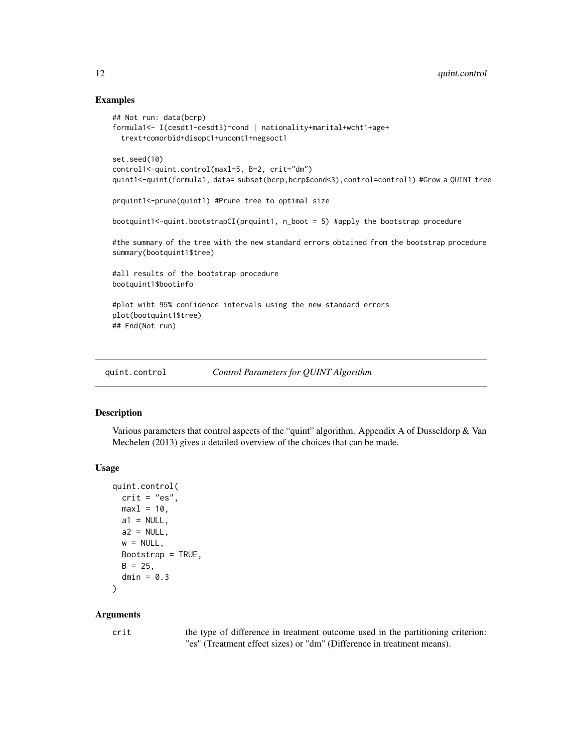### Examples

```
## Not run: data(bcrp)
formula1<- I(cesdt1-cesdt3)~cond | nationality+marital+wcht1+age+
  trext+comorbid+disopt1+uncomt1+negsoct1

set.seed(10)
control1<-quint.control(maxl=5, B=2, crit="dm")
quint1<-quint(formula1, data= subset(bcrp,bcrp$cond<3),control=control1) #Grow a QUINT tree

prquint1<-prune(quint1) #Prune tree to optimal size

bootquint1<-quint.bootstrapCI(prquint1, n_boot = 5) #apply the bootstrap procedure

#the summary of the tree with the new standard errors obtained from the bootstrap procedure
summary(bootquint1$tree)

#all results of the bootstrap procedure
bootquint1$bootinfo

#plot wiht 95% confidence intervals using the new standard errors
plot(bootquint1$tree)
## End(Not run)
```

---

## quint.control *Control Parameters for QUINT Algorithm*

---

### Description

Various parameters that control aspects of the "quint" algorithm. Appendix A of Dusseldorp & Van Mechelen (2013) gives a detailed overview of the choices that can be made.

### Usage

```
quint.control(
  crit = "es",
  maxl = 10,
  a1 = NULL,
  a2 = NULL,
  w = NULL,
  Bootstrap = TRUE,
  B = 25,
  dmin = 0.3
)
```

### Arguments

| | |
|---|---|
| crit | the type of difference in treatment outcome used in the partitioning criterion: "es" (Treatment effect sizes) or "dm" (Difference in treatment means). |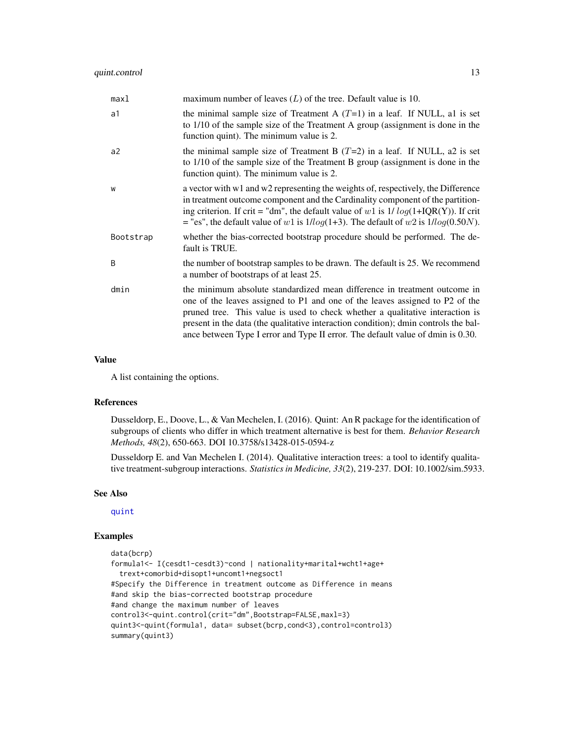| | |
|---|---|
| maxl | maximum number of leaves ($L$) of the tree. Default value is 10. |
| a1 | the minimal sample size of Treatment A ($T$=1) in a leaf. If NULL, a1 is set to 1/10 of the sample size of the Treatment A group (assignment is done in the function quint). The minimum value is 2. |
| a2 | the minimal sample size of Treatment B ($T$=2) in a leaf. If NULL, a2 is set to 1/10 of the sample size of the Treatment B group (assignment is done in the function quint). The minimum value is 2. |
| w | a vector with w1 and w2 representing the weights of, respectively, the Difference in treatment outcome component and the Cardinality component of the partitioning criterion. If crit = "dm", the default value of $w1$ is 1/ $log$(1+IQR(Y)). If crit = "es", the default value of $w1$ is 1/$log$(1+3). The default of $w2$ is 1/$log(0.50N)$. |
| Bootstrap | whether the bias-corrected bootstrap procedure should be performed. The default is TRUE. |
| B | the number of bootstrap samples to be drawn. The default is 25. We recommend a number of bootstraps of at least 25. |
| dmin | the minimum absolute standardized mean difference in treatment outcome in one of the leaves assigned to P1 and one of the leaves assigned to P2 of the pruned tree. This value is used to check whether a qualitative interaction is present in the data (the qualitative interaction condition); dmin controls the balance between Type I error and Type II error. The default value of dmin is 0.30. |

## Value

A list containing the options.

## References

Dusseldorp, E., Doove, L., & Van Mechelen, I. (2016). Quint: An R package for the identification of subgroups of clients who differ in which treatment alternative is best for them. *Behavior Research Methods, 48*(2), 650-663. DOI 10.3758/s13428-015-0594-z

Dusseldorp E. and Van Mechelen I. (2014). Qualitative interaction trees: a tool to identify qualitative treatment-subgroup interactions. *Statistics in Medicine, 33*(2), 219-237. DOI: 10.1002/sim.5933.

## See Also

quint

## Examples

```
data(bcrp)
formula1<- I(cesdt1-cesdt3)~cond | nationality+marital+wcht1+age+
  trext+comorbid+disopt1+uncomt1+negsoct1
#Specify the Difference in treatment outcome as Difference in means
#and skip the bias-corrected bootstrap procedure
#and change the maximum number of leaves
control3<-quint.control(crit="dm",Bootstrap=FALSE,maxl=3)
quint3<-quint(formula1, data= subset(bcrp,cond<3),control=control3)
summary(quint3)
```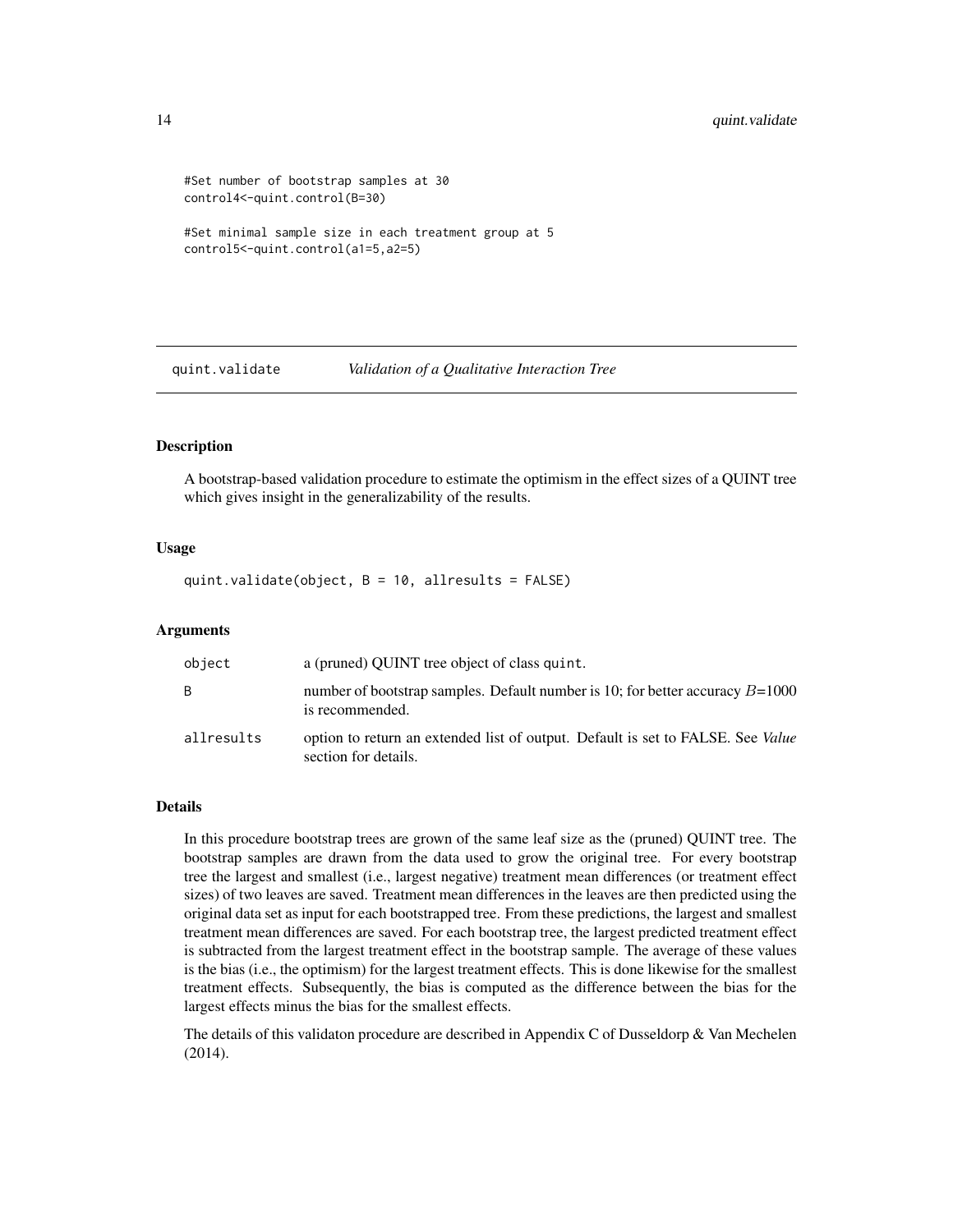```
#Set number of bootstrap samples at 30
control4<-quint.control(B=30)

#Set minimal sample size in each treatment group at 5
control5<-quint.control(a1=5,a2=5)
```

## quint.validate — *Validation of a Qualitative Interaction Tree*

### Description

A bootstrap-based validation procedure to estimate the optimism in the effect sizes of a QUINT tree which gives insight in the generalizability of the results.

### Usage

```
quint.validate(object, B = 10, allresults = FALSE)
```

### Arguments

| | |
|---|---|
| object | a (pruned) QUINT tree object of class quint. |
| B | number of bootstrap samples. Default number is 10; for better accuracy $B$=1000 is recommended. |
| allresults | option to return an extended list of output. Default is set to FALSE. See *Value* section for details. |

### Details

In this procedure bootstrap trees are grown of the same leaf size as the (pruned) QUINT tree. The bootstrap samples are drawn from the data used to grow the original tree. For every bootstrap tree the largest and smallest (i.e., largest negative) treatment mean differences (or treatment effect sizes) of two leaves are saved. Treatment mean differences in the leaves are then predicted using the original data set as input for each bootstrapped tree. From these predictions, the largest and smallest treatment mean differences are saved. For each bootstrap tree, the largest predicted treatment effect is subtracted from the largest treatment effect in the bootstrap sample. The average of these values is the bias (i.e., the optimism) for the largest treatment effects. This is done likewise for the smallest treatment effects. Subsequently, the bias is computed as the difference between the bias for the largest effects minus the bias for the smallest effects.

The details of this validaton procedure are described in Appendix C of Dusseldorp & Van Mechelen (2014).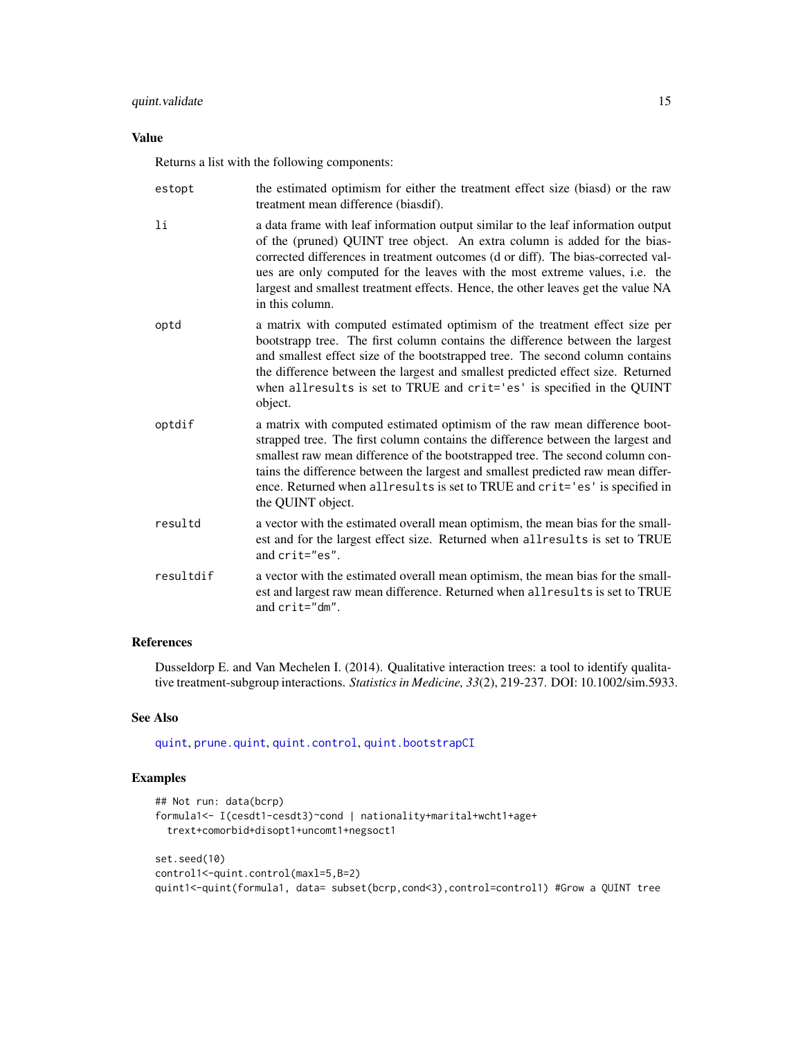## Value

Returns a list with the following components:

- **estopt**: the estimated optimism for either the treatment effect size (biasd) or the raw treatment mean difference (biasdif).
- **li**: a data frame with leaf information output similar to the leaf information output of the (pruned) QUINT tree object. An extra column is added for the bias-corrected differences in treatment outcomes (d or diff). The bias-corrected values are only computed for the leaves with the most extreme values, i.e. the largest and smallest treatment effects. Hence, the other leaves get the value NA in this column.
- **optd**: a matrix with computed estimated optimism of the treatment effect size per bootstrapp tree. The first column contains the difference between the largest and smallest effect size of the bootstrapped tree. The second column contains the difference between the largest and smallest predicted effect size. Returned when `allresults` is set to TRUE and `crit='es'` is specified in the QUINT object.
- **optdif**: a matrix with computed estimated optimism of the raw mean difference bootstrapped tree. The first column contains the difference between the largest and smallest raw mean difference of the bootstrapped tree. The second column contains the difference between the largest and smallest predicted raw mean difference. Returned when `allresults` is set to TRUE and `crit='es'` is specified in the QUINT object.
- **resultd**: a vector with the estimated overall mean optimism, the mean bias for the smallest and for the largest effect size. Returned when `allresults` is set to TRUE and `crit="es"`.
- **resultdif**: a vector with the estimated overall mean optimism, the mean bias for the smallest and largest raw mean difference. Returned when `allresults` is set to TRUE and `crit="dm"`.

## References

Dusseldorp E. and Van Mechelen I. (2014). Qualitative interaction trees: a tool to identify qualitative treatment-subgroup interactions. *Statistics in Medicine, 33*(2), 219-237. DOI: 10.1002/sim.5933.

## See Also

quint, prune.quint, quint.control, quint.bootstrapCI

## Examples

```
## Not run: data(bcrp)
formula1<- I(cesdt1-cesdt3)~cond | nationality+marital+wcht1+age+
  trext+comorbid+disopt1+uncomt1+negsoct1

set.seed(10)
control1<-quint.control(maxl=5,B=2)
quint1<-quint(formula1, data= subset(bcrp,cond<3),control=control1) #Grow a QUINT tree
```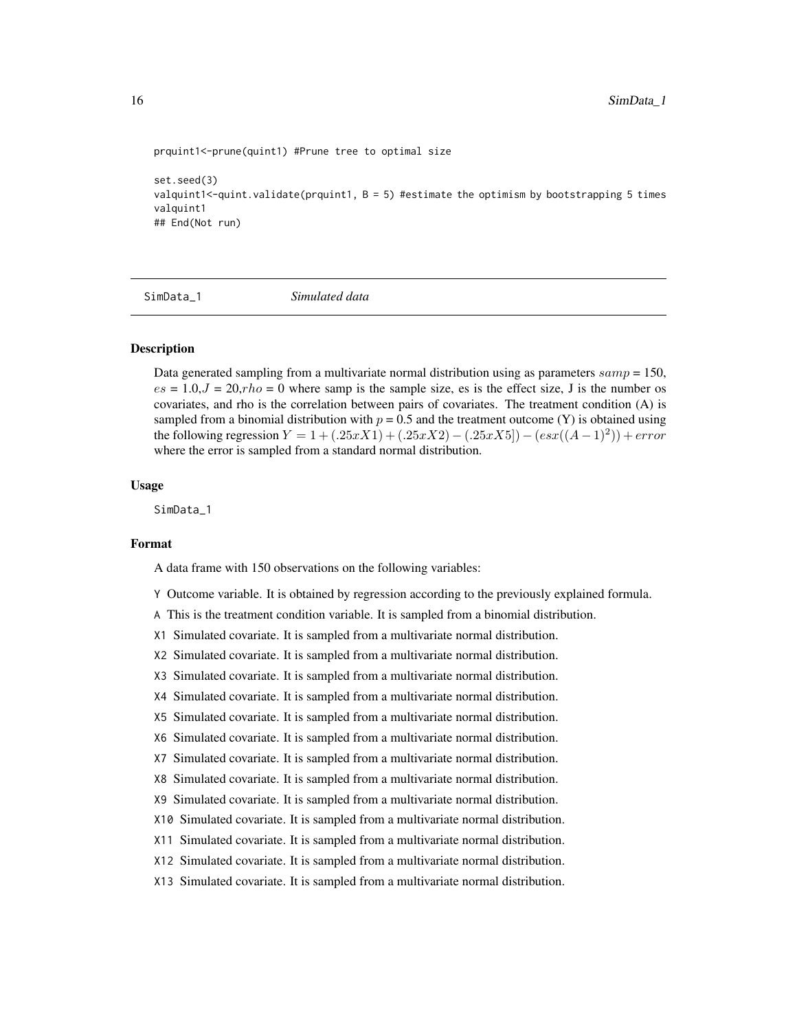```
prquint1<-prune(quint1) #Prune tree to optimal size

set.seed(3)
valquint1<-quint.validate(prquint1, B = 5) #estimate the optimism by bootstrapping 5 times
valquint1
## End(Not run)
```

## SimData_1 *Simulated data*

### Description

Data generated sampling from a multivariate normal distribution using as parameters $samp$ = 150, $es$ = 1.0,$J$ = 20,$rho$ = 0 where samp is the sample size, es is the effect size, J is the number os covariates, and rho is the correlation between pairs of covariates. The treatment condition (A) is sampled from a binomial distribution with $p$ = 0.5 and the treatment outcome (Y) is obtained using the following regression $Y = 1 + (.25xX1) + (.25xX2) - (.25xX5]) - (esx((A-1)^2)) + error$ where the error is sampled from a standard normal distribution.

### Usage

SimData_1

### Format

A data frame with 150 observations on the following variables:

- `Y` Outcome variable. It is obtained by regression according to the previously explained formula.
- `A` This is the treatment condition variable. It is sampled from a binomial distribution.
- `X1` Simulated covariate. It is sampled from a multivariate normal distribution.
- `X2` Simulated covariate. It is sampled from a multivariate normal distribution.
- `X3` Simulated covariate. It is sampled from a multivariate normal distribution.
- `X4` Simulated covariate. It is sampled from a multivariate normal distribution.
- `X5` Simulated covariate. It is sampled from a multivariate normal distribution.
- `X6` Simulated covariate. It is sampled from a multivariate normal distribution.
- `X7` Simulated covariate. It is sampled from a multivariate normal distribution.
- `X8` Simulated covariate. It is sampled from a multivariate normal distribution.
- `X9` Simulated covariate. It is sampled from a multivariate normal distribution.
- `X10` Simulated covariate. It is sampled from a multivariate normal distribution.
- `X11` Simulated covariate. It is sampled from a multivariate normal distribution.
- `X12` Simulated covariate. It is sampled from a multivariate normal distribution.
- `X13` Simulated covariate. It is sampled from a multivariate normal distribution.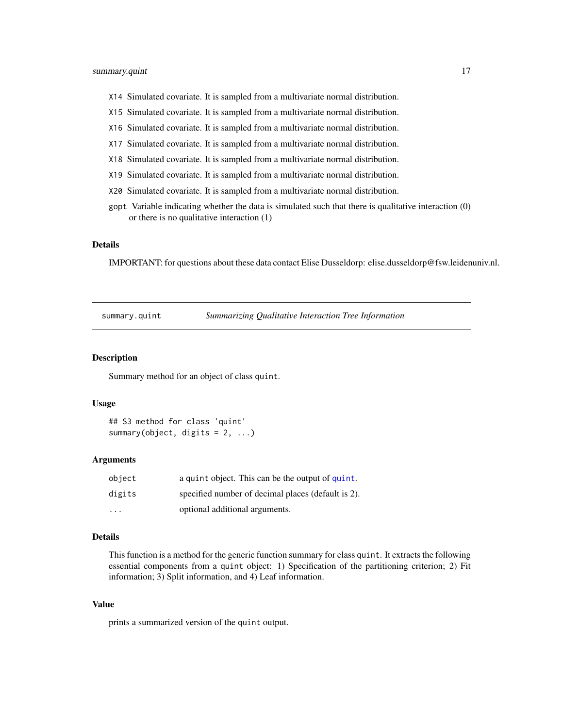X14 Simulated covariate. It is sampled from a multivariate normal distribution.

X15 Simulated covariate. It is sampled from a multivariate normal distribution.

X16 Simulated covariate. It is sampled from a multivariate normal distribution.

X17 Simulated covariate. It is sampled from a multivariate normal distribution.

X18 Simulated covariate. It is sampled from a multivariate normal distribution.

X19 Simulated covariate. It is sampled from a multivariate normal distribution.

X20 Simulated covariate. It is sampled from a multivariate normal distribution.

gopt Variable indicating whether the data is simulated such that there is qualitative interaction (0) or there is no qualitative interaction (1)

### Details

IMPORTANT: for questions about these data contact Elise Dusseldorp: elise.dusseldorp@fsw.leidenuniv.nl.

---

## summary.quint *Summarizing Qualitative Interaction Tree Information*

---

### Description

Summary method for an object of class `quint`.

### Usage

```
## S3 method for class 'quint'
summary(object, digits = 2, ...)
```

### Arguments

| | |
|---|---|
| object | a `quint` object. This can be the output of `quint`. |
| digits | specified number of decimal places (default is 2). |
| ... | optional additional arguments. |

### Details

This function is a method for the generic function summary for class `quint`. It extracts the following essential components from a `quint` object: 1) Specification of the partitioning criterion; 2) Fit information; 3) Split information, and 4) Leaf information.

### Value

prints a summarized version of the `quint` output.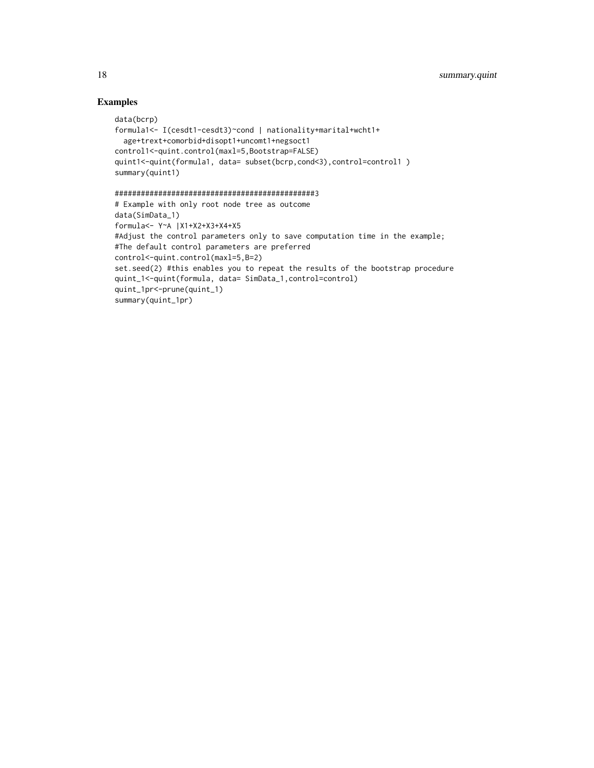## Examples

```
data(bcrp)
formula1<- I(cesdt1-cesdt3)~cond | nationality+marital+wcht1+
  age+trext+comorbid+disopt1+uncomt1+negsoct1
control1<-quint.control(maxl=5,Bootstrap=FALSE)
quint1<-quint(formula1, data= subset(bcrp,cond<3),control=control1 )
summary(quint1)

#############################################3
# Example with only root node tree as outcome
data(SimData_1)
formula<- Y~A |X1+X2+X3+X4+X5
#Adjust the control parameters only to save computation time in the example;
#The default control parameters are preferred
control<-quint.control(maxl=5,B=2)
set.seed(2) #this enables you to repeat the results of the bootstrap procedure
quint_1<-quint(formula, data= SimData_1,control=control)
quint_1pr<-prune(quint_1)
summary(quint_1pr)
```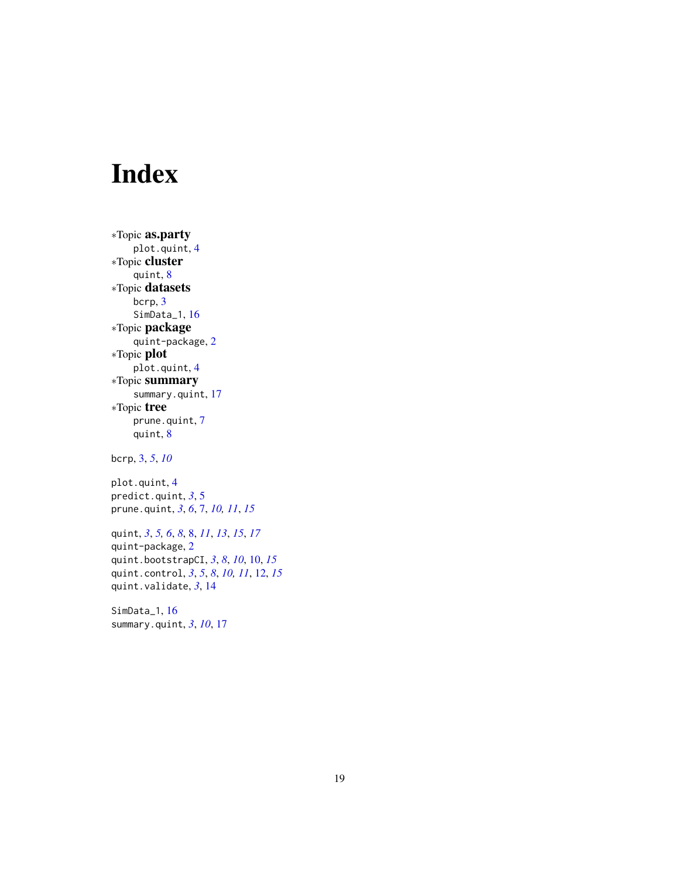# Index

*Topic **as.party**
  plot.quint, 4
*Topic **cluster**
  quint, 8
*Topic **datasets**
  bcrp, 3
  SimData_1, 16
*Topic **package**
  quint-package, 2
*Topic **plot**
  plot.quint, 4
*Topic **summary**
  summary.quint, 17
*Topic **tree**
  prune.quint, 7
  quint, 8

bcrp, 3, *5*, *10*

plot.quint, 4
predict.quint, *3*, 5
prune.quint, *3*, *6*, 7, *10, 11*, *15*

quint, *3*, *5, 6*, *8*, 8, *11*, *13*, *15*, *17*
quint-package, 2
quint.bootstrapCI, *3*, *8*, *10*, 10, *15*
quint.control, *3*, *5*, *8*, *10, 11*, 12, *15*
quint.validate, *3*, 14

SimData_1, 16
summary.quint, *3*, *10*, 17